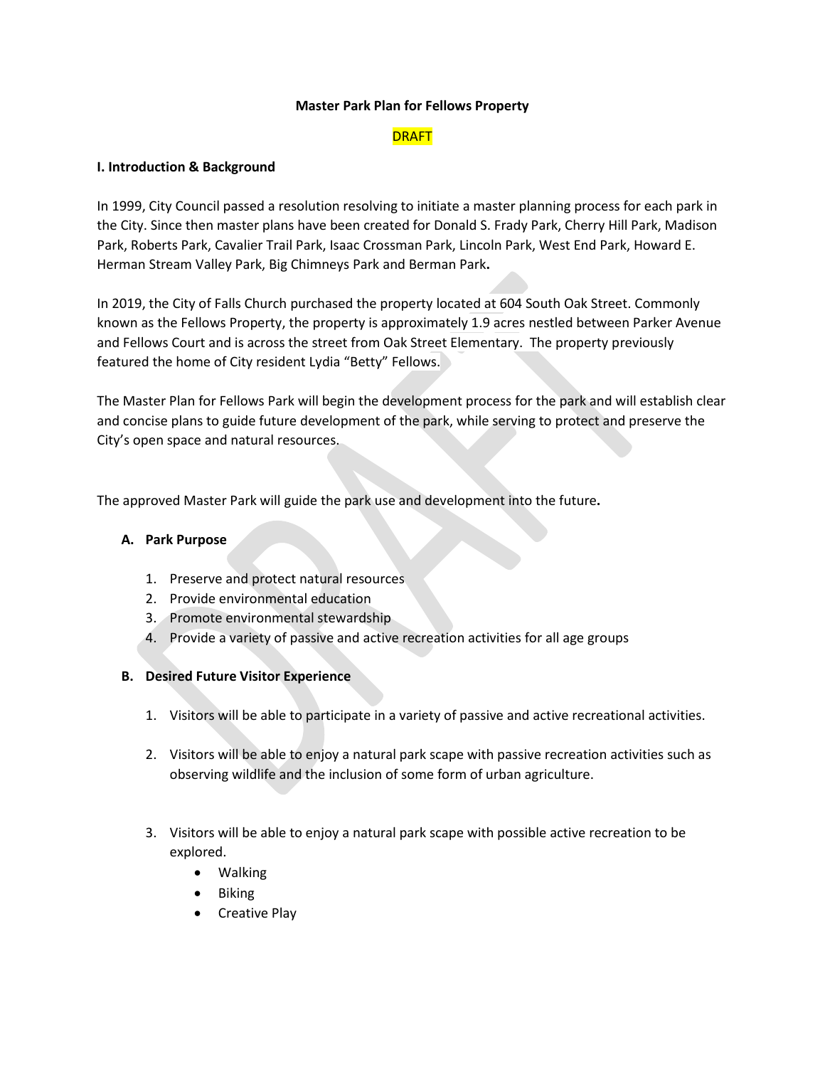**Master Park Plan for Fellows Property**

DRAFT

**I. Introduction & Background**

In 1999, City Council passed a resolution resolving to initiate a master planning process for each park in the City. Since then master plans have been created for Donald S. Frady Park, Cherry Hill Park, Madison Park, Roberts Park, Cavalier Trail Park, Isaac Crossman Park, Lincoln Park, West End Park, Howard E. Herman Stream Valley Park, Big Chimneys Park and Berman Park**.**

In 2019, the City of Falls Church purchased the property located at 604 South Oak Street. Commonly known as the Fellows Property, the property is approximately 1.9 acres nestled between Parker Avenue and Fellows Court and is across the street from Oak Street Elementary. The property previously featured the home of City resident Lydia "Betty" Fellows.

The Master Plan for Fellows Park will begin the development process for the park and will establish clear and concise plans to guide future development of the park, while serving to protect and preserve the City's open space and natural resources.

The approved Master Park will guide the park use and development into the future**.**

**A. Park Purpose**

1. Preserve and protect natural resources
2. Provide environmental education
3. Promote environmental stewardship
4. Provide a variety of passive and active recreation activities for all age groups

**B. Desired Future Visitor Experience**

1. Visitors will be able to participate in a variety of passive and active recreational activities.

2. Visitors will be able to enjoy a natural park scape with passive recreation activities such as observing wildlife and the inclusion of some form of urban agriculture.

3. Visitors will be able to enjoy a natural park scape with possible active recreation to be explored.
   - Walking
   - Biking
   - Creative Play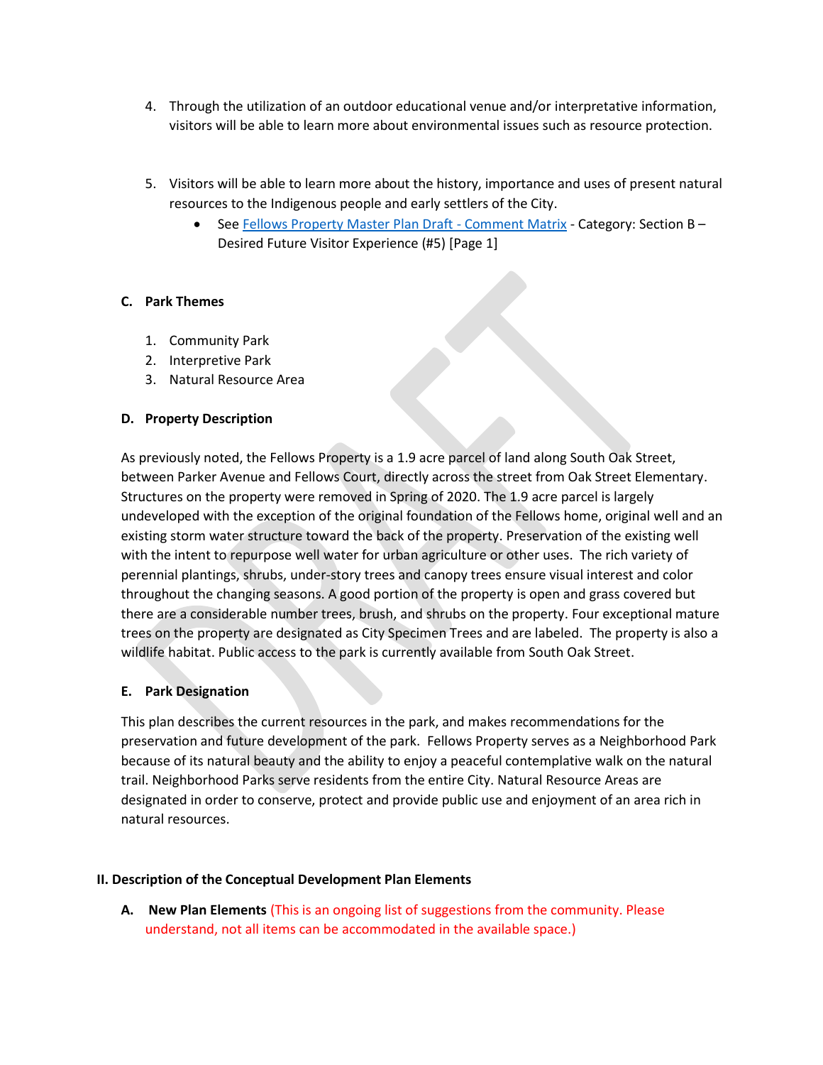4. Through the utilization of an outdoor educational venue and/or interpretative information, visitors will be able to learn more about environmental issues such as resource protection.

5. Visitors will be able to learn more about the history, importance and uses of present natural resources to the Indigenous people and early settlers of the City.
   - See [Fellows Property Master Plan Draft - Comment Matrix] - Category: Section B – Desired Future Visitor Experience (#5) [Page 1]

### C. Park Themes

1. Community Park
2. Interpretive Park
3. Natural Resource Area

### D. Property Description

As previously noted, the Fellows Property is a 1.9 acre parcel of land along South Oak Street, between Parker Avenue and Fellows Court, directly across the street from Oak Street Elementary. Structures on the property were removed in Spring of 2020. The 1.9 acre parcel is largely undeveloped with the exception of the original foundation of the Fellows home, original well and an existing storm water structure toward the back of the property. Preservation of the existing well with the intent to repurpose well water for urban agriculture or other uses. The rich variety of perennial plantings, shrubs, under-story trees and canopy trees ensure visual interest and color throughout the changing seasons. A good portion of the property is open and grass covered but there are a considerable number trees, brush, and shrubs on the property. Four exceptional mature trees on the property are designated as City Specimen Trees and are labeled. The property is also a wildlife habitat. Public access to the park is currently available from South Oak Street.

### E. Park Designation

This plan describes the current resources in the park, and makes recommendations for the preservation and future development of the park. Fellows Property serves as a Neighborhood Park because of its natural beauty and the ability to enjoy a peaceful contemplative walk on the natural trail. Neighborhood Parks serve residents from the entire City. Natural Resource Areas are designated in order to conserve, protect and provide public use and enjoyment of an area rich in natural resources.

## II. Description of the Conceptual Development Plan Elements

**A. New Plan Elements** (This is an ongoing list of suggestions from the community. Please understand, not all items can be accommodated in the available space.)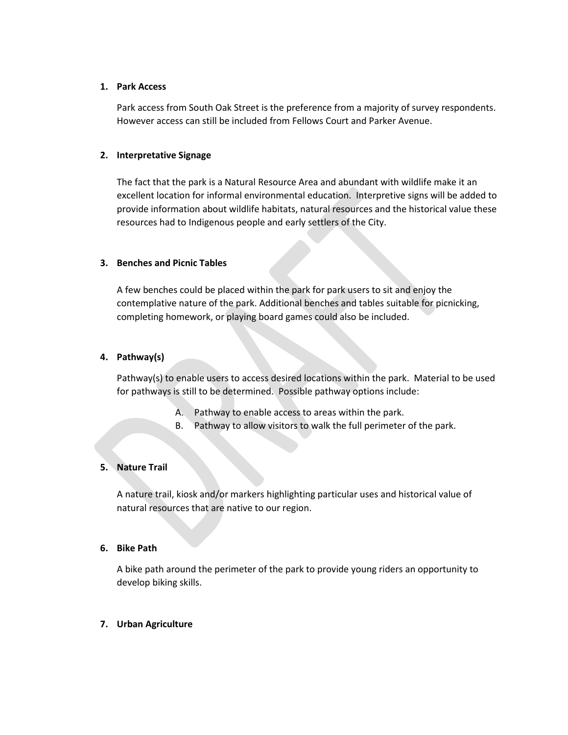**1. Park Access**

Park access from South Oak Street is the preference from a majority of survey respondents. However access can still be included from Fellows Court and Parker Avenue.

**2. Interpretative Signage**

The fact that the park is a Natural Resource Area and abundant with wildlife make it an excellent location for informal environmental education. Interpretive signs will be added to provide information about wildlife habitats, natural resources and the historical value these resources had to Indigenous people and early settlers of the City.

**3. Benches and Picnic Tables**

A few benches could be placed within the park for park users to sit and enjoy the contemplative nature of the park. Additional benches and tables suitable for picnicking, completing homework, or playing board games could also be included.

**4. Pathway(s)**

Pathway(s) to enable users to access desired locations within the park. Material to be used for pathways is still to be determined. Possible pathway options include:

A. Pathway to enable access to areas within the park.
B. Pathway to allow visitors to walk the full perimeter of the park.

**5. Nature Trail**

A nature trail, kiosk and/or markers highlighting particular uses and historical value of natural resources that are native to our region.

**6. Bike Path**

A bike path around the perimeter of the park to provide young riders an opportunity to develop biking skills.

**7. Urban Agriculture**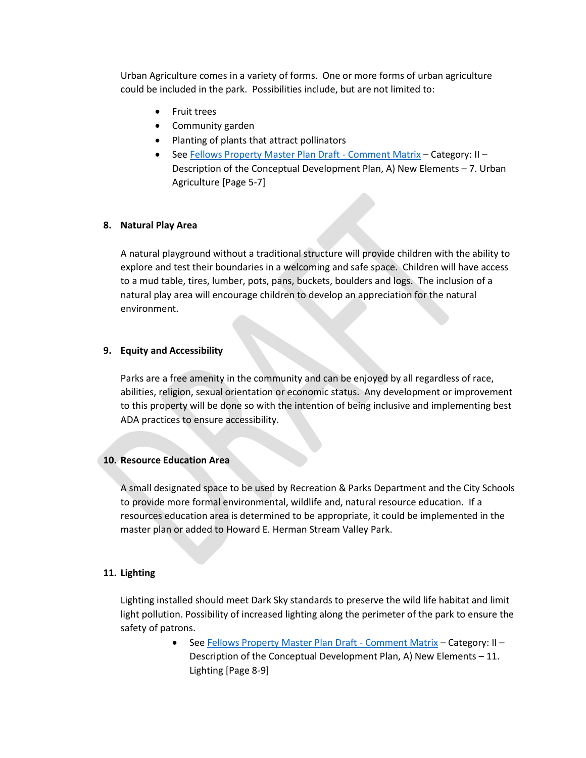Urban Agriculture comes in a variety of forms. One or more forms of urban agriculture could be included in the park. Possibilities include, but are not limited to:

- Fruit trees
- Community garden
- Planting of plants that attract pollinators
- See Fellows Property Master Plan Draft - Comment Matrix – Category: II – Description of the Conceptual Development Plan, A) New Elements – 7. Urban Agriculture [Page 5-7]

**8. Natural Play Area**

A natural playground without a traditional structure will provide children with the ability to explore and test their boundaries in a welcoming and safe space. Children will have access to a mud table, tires, lumber, pots, pans, buckets, boulders and logs. The inclusion of a natural play area will encourage children to develop an appreciation for the natural environment.

**9. Equity and Accessibility**

Parks are a free amenity in the community and can be enjoyed by all regardless of race, abilities, religion, sexual orientation or economic status. Any development or improvement to this property will be done so with the intention of being inclusive and implementing best ADA practices to ensure accessibility.

**10. Resource Education Area**

A small designated space to be used by Recreation & Parks Department and the City Schools to provide more formal environmental, wildlife and, natural resource education. If a resources education area is determined to be appropriate, it could be implemented in the master plan or added to Howard E. Herman Stream Valley Park.

**11. Lighting**

Lighting installed should meet Dark Sky standards to preserve the wild life habitat and limit light pollution. Possibility of increased lighting along the perimeter of the park to ensure the safety of patrons.

- See Fellows Property Master Plan Draft - Comment Matrix – Category: II – Description of the Conceptual Development Plan, A) New Elements – 11. Lighting [Page 8-9]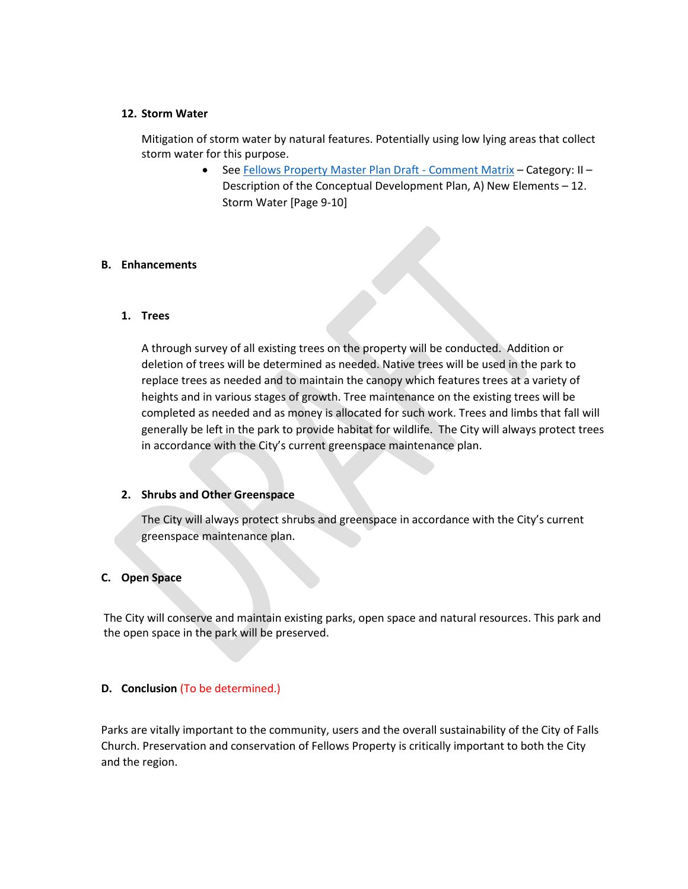### 12. Storm Water

Mitigation of storm water by natural features. Potentially using low lying areas that collect storm water for this purpose.

- See [Fellows Property Master Plan Draft - Comment Matrix]() – Category: II – Description of the Conceptual Development Plan, A) New Elements – 12. Storm Water [Page 9-10]

## B. Enhancements

### 1. Trees

A through survey of all existing trees on the property will be conducted. Addition or deletion of trees will be determined as needed. Native trees will be used in the park to replace trees as needed and to maintain the canopy which features trees at a variety of heights and in various stages of growth. Tree maintenance on the existing trees will be completed as needed and as money is allocated for such work. Trees and limbs that fall will generally be left in the park to provide habitat for wildlife. The City will always protect trees in accordance with the City's current greenspace maintenance plan.

### 2. Shrubs and Other Greenspace

The City will always protect shrubs and greenspace in accordance with the City's current greenspace maintenance plan.

## C. Open Space

The City will conserve and maintain existing parks, open space and natural resources. This park and the open space in the park will be preserved.

## D. Conclusion (To be determined.)

Parks are vitally important to the community, users and the overall sustainability of the City of Falls Church. Preservation and conservation of Fellows Property is critically important to both the City and the region.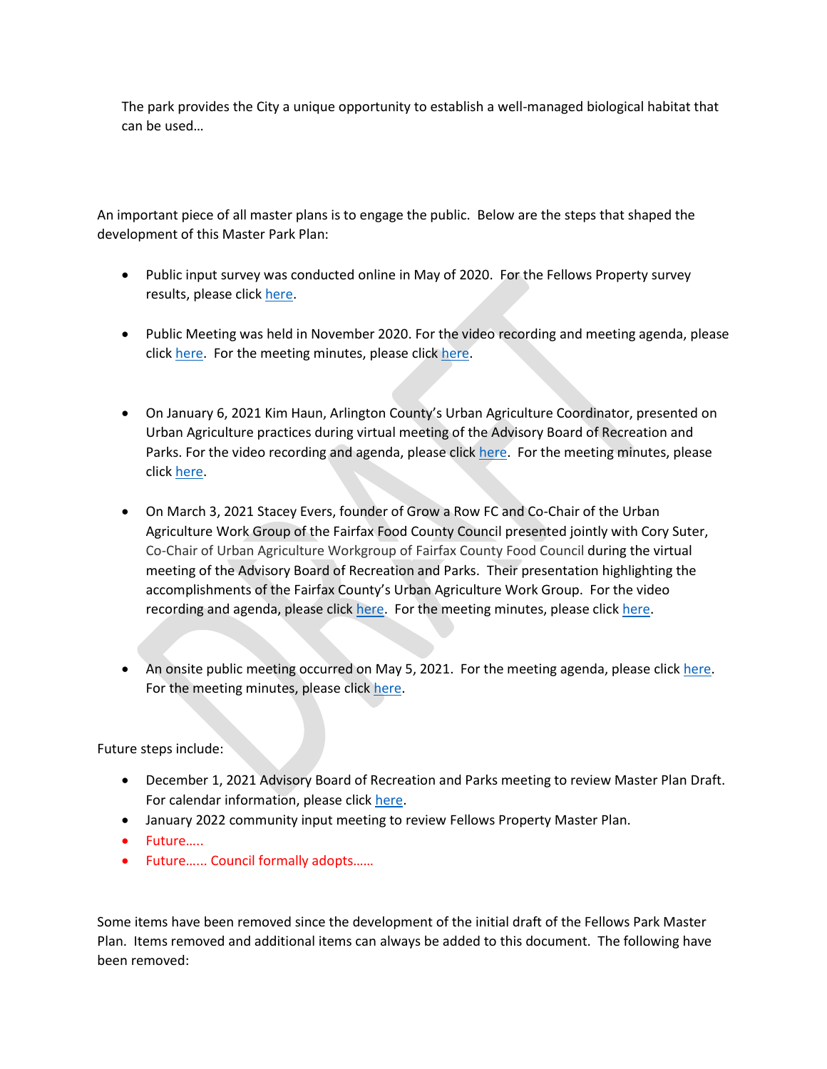The park provides the City a unique opportunity to establish a well-managed biological habitat that can be used…

An important piece of all master plans is to engage the public. Below are the steps that shaped the development of this Master Park Plan:

- Public input survey was conducted online in May of 2020. For the Fellows Property survey results, please click here.

- Public Meeting was held in November 2020. For the video recording and meeting agenda, please click here. For the meeting minutes, please click here.

- On January 6, 2021 Kim Haun, Arlington County's Urban Agriculture Coordinator, presented on Urban Agriculture practices during virtual meeting of the Advisory Board of Recreation and Parks. For the video recording and agenda, please click here. For the meeting minutes, please click here.

- On March 3, 2021 Stacey Evers, founder of Grow a Row FC and Co-Chair of the Urban Agriculture Work Group of the Fairfax Food County Council presented jointly with Cory Suter, Co-Chair of Urban Agriculture Workgroup of Fairfax County Food Council during the virtual meeting of the Advisory Board of Recreation and Parks. Their presentation highlighting the accomplishments of the Fairfax County's Urban Agriculture Work Group. For the video recording and agenda, please click here. For the meeting minutes, please click here.

- An onsite public meeting occurred on May 5, 2021. For the meeting agenda, please click here. For the meeting minutes, please click here.

Future steps include:

- December 1, 2021 Advisory Board of Recreation and Parks meeting to review Master Plan Draft. For calendar information, please click here.
- January 2022 community input meeting to review Fellows Property Master Plan.
- Future…..
- Future…… Council formally adopts……

Some items have been removed since the development of the initial draft of the Fellows Park Master Plan. Items removed and additional items can always be added to this document. The following have been removed: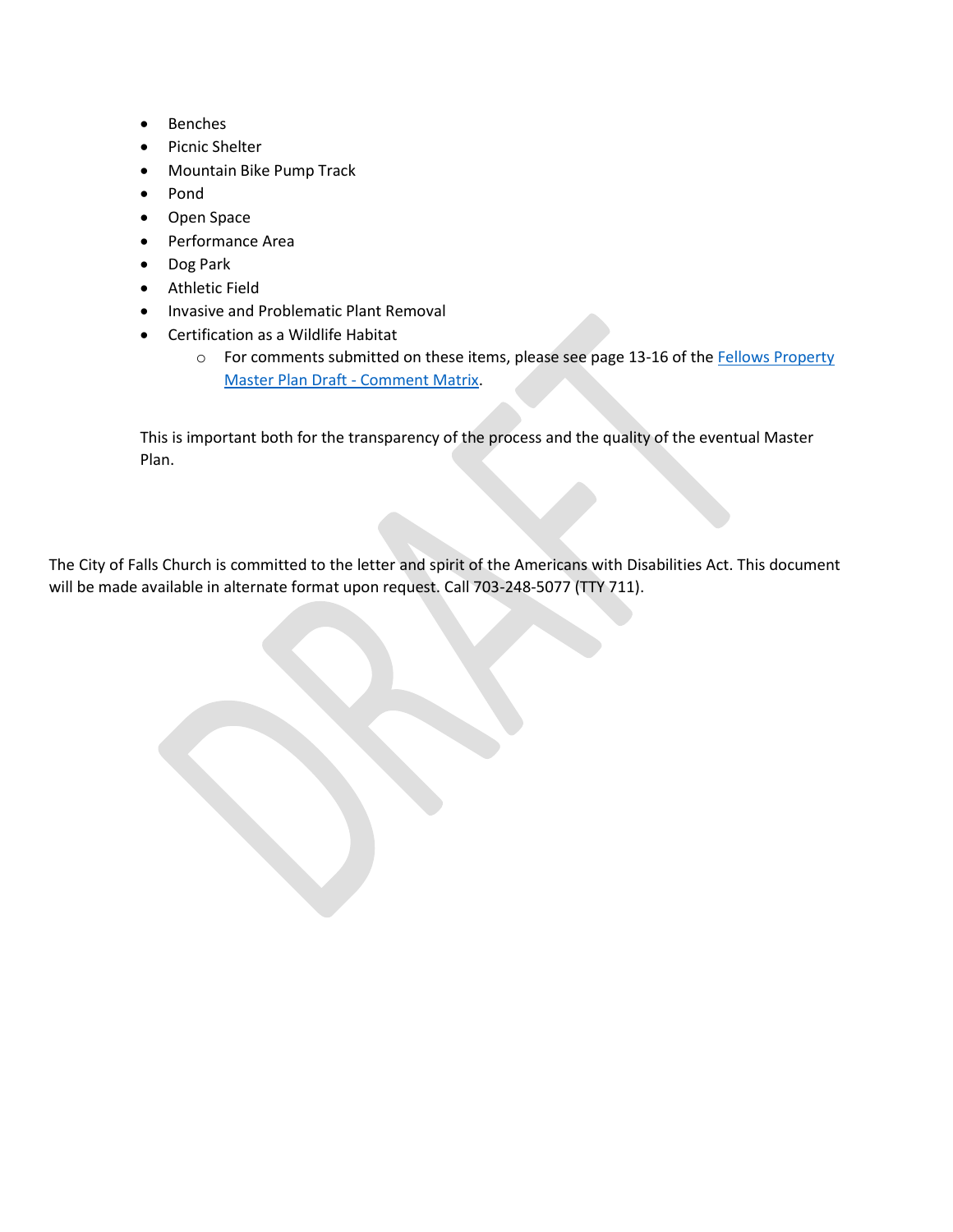- Benches
- Picnic Shelter
- Mountain Bike Pump Track
- Pond
- Open Space
- Performance Area
- Dog Park
- Athletic Field
- Invasive and Problematic Plant Removal
- Certification as a Wildlife Habitat
  - For comments submitted on these items, please see page 13-16 of the Fellows Property Master Plan Draft - Comment Matrix.

This is important both for the transparency of the process and the quality of the eventual Master Plan.

The City of Falls Church is committed to the letter and spirit of the Americans with Disabilities Act. This document will be made available in alternate format upon request. Call 703-248-5077 (TTY 711).